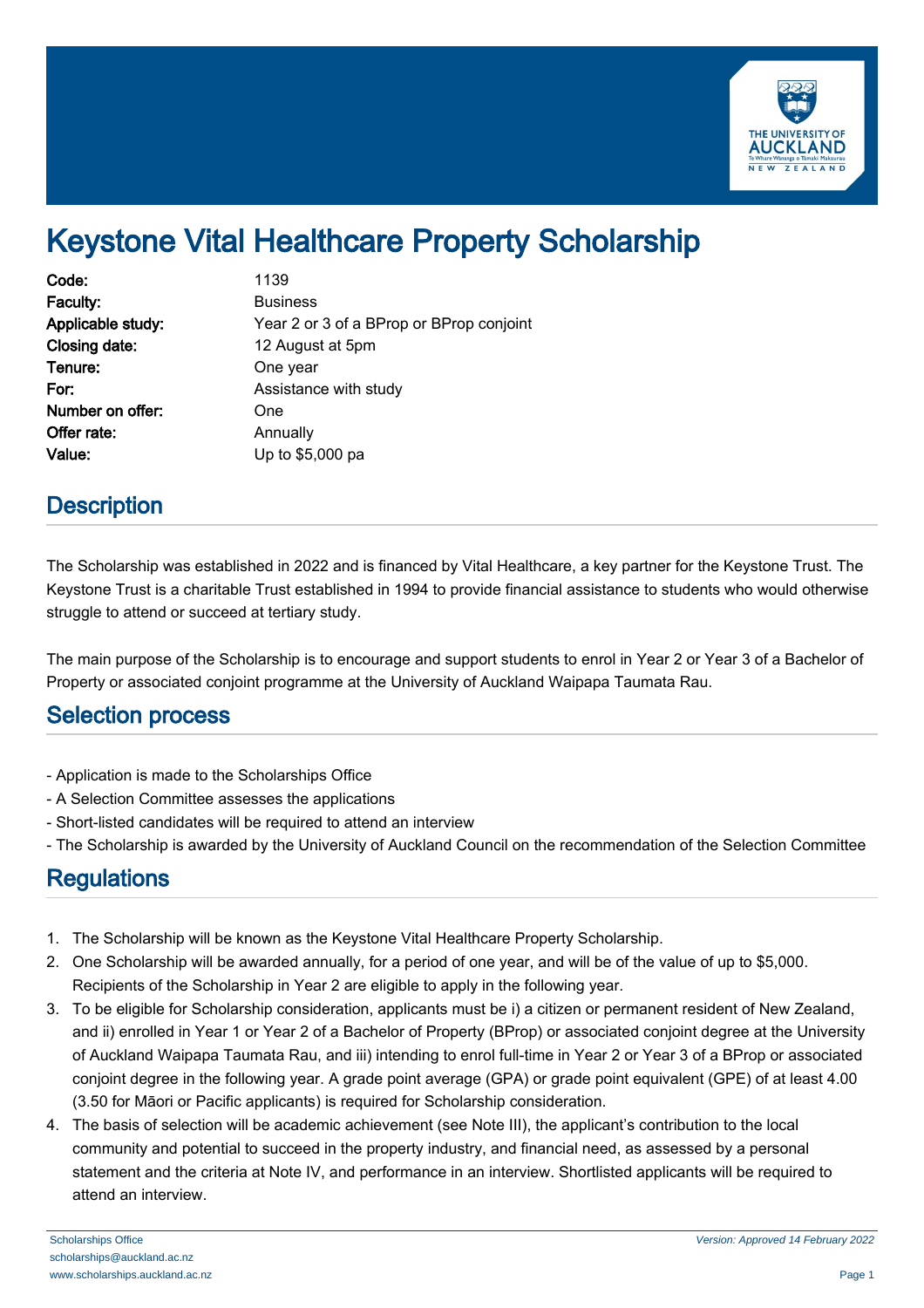# Keystone Vital Healthcare Property Scholarship

| | |
|---|---|
| **Code:** | 1139 |
| **Faculty:** | Business |
| **Applicable study:** | Year 2 or 3 of a BProp or BProp conjoint |
| **Closing date:** | 12 August at 5pm |
| **Tenure:** | One year |
| **For:** | Assistance with study |
| **Number on offer:** | One |
| **Offer rate:** | Annually |
| **Value:** | Up to $5,000 pa |

## Description

The Scholarship was established in 2022 and is financed by Vital Healthcare, a key partner for the Keystone Trust. The Keystone Trust is a charitable Trust established in 1994 to provide financial assistance to students who would otherwise struggle to attend or succeed at tertiary study.

The main purpose of the Scholarship is to encourage and support students to enrol in Year 2 or Year 3 of a Bachelor of Property or associated conjoint programme at the University of Auckland Waipapa Taumata Rau.

## Selection process

- Application is made to the Scholarships Office
- A Selection Committee assesses the applications
- Short-listed candidates will be required to attend an interview
- The Scholarship is awarded by the University of Auckland Council on the recommendation of the Selection Committee

## Regulations

1. The Scholarship will be known as the Keystone Vital Healthcare Property Scholarship.
2. One Scholarship will be awarded annually, for a period of one year, and will be of the value of up to $5,000. Recipients of the Scholarship in Year 2 are eligible to apply in the following year.
3. To be eligible for Scholarship consideration, applicants must be i) a citizen or permanent resident of New Zealand, and ii) enrolled in Year 1 or Year 2 of a Bachelor of Property (BProp) or associated conjoint degree at the University of Auckland Waipapa Taumata Rau, and iii) intending to enrol full-time in Year 2 or Year 3 of a BProp or associated conjoint degree in the following year. A grade point average (GPA) or grade point equivalent (GPE) of at least 4.00 (3.50 for Māori or Pacific applicants) is required for Scholarship consideration.
4. The basis of selection will be academic achievement (see Note III), the applicant's contribution to the local community and potential to succeed in the property industry, and financial need, as assessed by a personal statement and the criteria at Note IV, and performance in an interview. Shortlisted applicants will be required to attend an interview.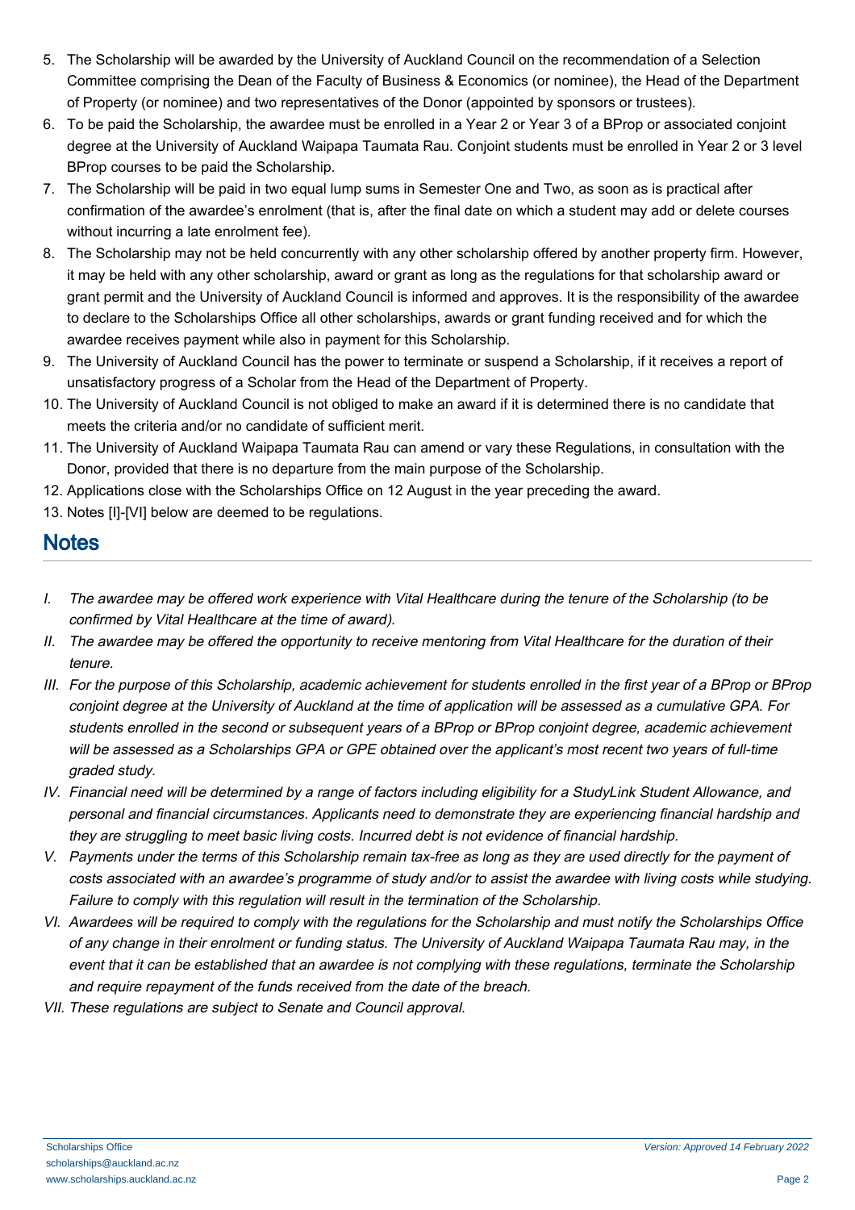5. The Scholarship will be awarded by the University of Auckland Council on the recommendation of a Selection Committee comprising the Dean of the Faculty of Business & Economics (or nominee), the Head of the Department of Property (or nominee) and two representatives of the Donor (appointed by sponsors or trustees).
6. To be paid the Scholarship, the awardee must be enrolled in a Year 2 or Year 3 of a BProp or associated conjoint degree at the University of Auckland Waipapa Taumata Rau. Conjoint students must be enrolled in Year 2 or 3 level BProp courses to be paid the Scholarship.
7. The Scholarship will be paid in two equal lump sums in Semester One and Two, as soon as is practical after confirmation of the awardee's enrolment (that is, after the final date on which a student may add or delete courses without incurring a late enrolment fee).
8. The Scholarship may not be held concurrently with any other scholarship offered by another property firm. However, it may be held with any other scholarship, award or grant as long as the regulations for that scholarship award or grant permit and the University of Auckland Council is informed and approves. It is the responsibility of the awardee to declare to the Scholarships Office all other scholarships, awards or grant funding received and for which the awardee receives payment while also in payment for this Scholarship.
9. The University of Auckland Council has the power to terminate or suspend a Scholarship, if it receives a report of unsatisfactory progress of a Scholar from the Head of the Department of Property.
10. The University of Auckland Council is not obliged to make an award if it is determined there is no candidate that meets the criteria and/or no candidate of sufficient merit.
11. The University of Auckland Waipapa Taumata Rau can amend or vary these Regulations, in consultation with the Donor, provided that there is no departure from the main purpose of the Scholarship.
12. Applications close with the Scholarships Office on 12 August in the year preceding the award.
13. Notes [I]-[VI] below are deemed to be regulations.

## Notes

*I. The awardee may be offered work experience with Vital Healthcare during the tenure of the Scholarship (to be confirmed by Vital Healthcare at the time of award).*

*II. The awardee may be offered the opportunity to receive mentoring from Vital Healthcare for the duration of their tenure.*

*III. For the purpose of this Scholarship, academic achievement for students enrolled in the first year of a BProp or BProp conjoint degree at the University of Auckland at the time of application will be assessed as a cumulative GPA. For students enrolled in the second or subsequent years of a BProp or BProp conjoint degree, academic achievement will be assessed as a Scholarships GPA or GPE obtained over the applicant's most recent two years of full-time graded study.*

*IV. Financial need will be determined by a range of factors including eligibility for a StudyLink Student Allowance, and personal and financial circumstances. Applicants need to demonstrate they are experiencing financial hardship and they are struggling to meet basic living costs. Incurred debt is not evidence of financial hardship.*

*V. Payments under the terms of this Scholarship remain tax-free as long as they are used directly for the payment of costs associated with an awardee's programme of study and/or to assist the awardee with living costs while studying. Failure to comply with this regulation will result in the termination of the Scholarship.*

*VI. Awardees will be required to comply with the regulations for the Scholarship and must notify the Scholarships Office of any change in their enrolment or funding status. The University of Auckland Waipapa Taumata Rau may, in the event that it can be established that an awardee is not complying with these regulations, terminate the Scholarship and require repayment of the funds received from the date of the breach.*

*VII. These regulations are subject to Senate and Council approval.*

Scholarships Office
scholarships@auckland.ac.nz
www.scholarships.auckland.ac.nz

*Version: Approved 14 February 2022*